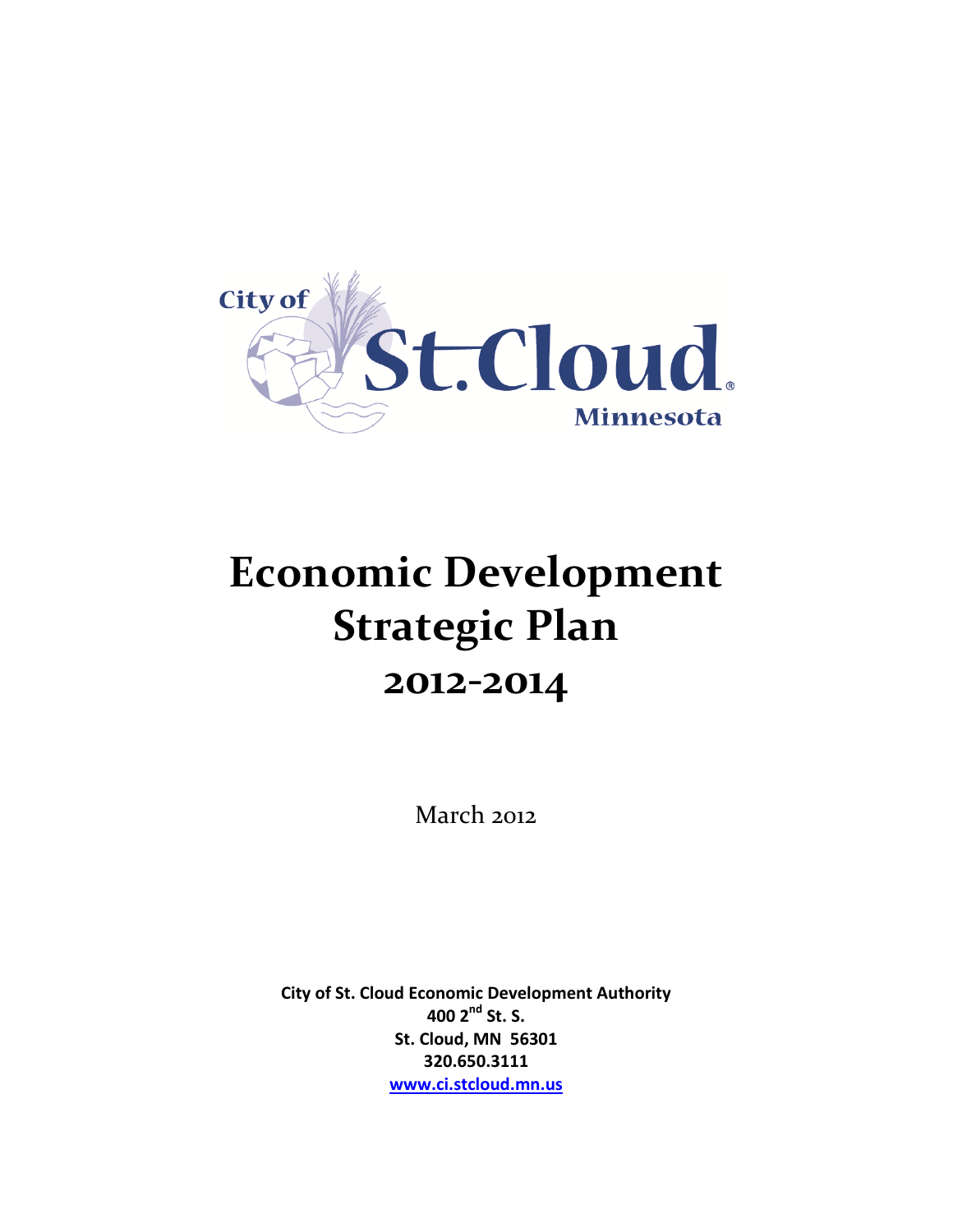City of St. Cloud Minnesota

# Economic Development Strategic Plan 2012-2014

March 2012

**City of St. Cloud Economic Development Authority**
**400 2nd St. S.**
**St. Cloud, MN 56301**
**320.650.3111**
**www.ci.stcloud.mn.us**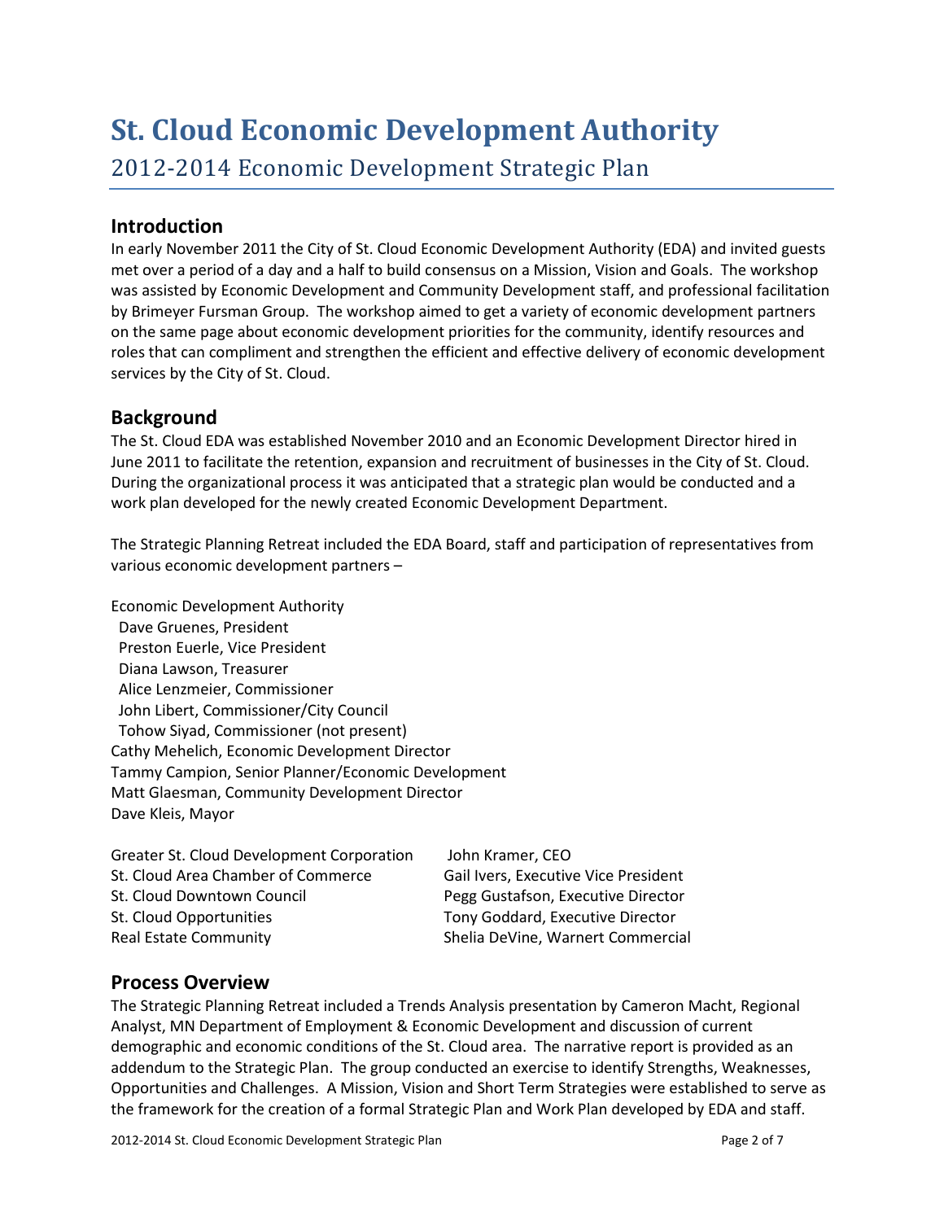# St. Cloud Economic Development Authority

## 2012-2014 Economic Development Strategic Plan

## Introduction

In early November 2011 the City of St. Cloud Economic Development Authority (EDA) and invited guests met over a period of a day and a half to build consensus on a Mission, Vision and Goals. The workshop was assisted by Economic Development and Community Development staff, and professional facilitation by Brimeyer Fursman Group. The workshop aimed to get a variety of economic development partners on the same page about economic development priorities for the community, identify resources and roles that can compliment and strengthen the efficient and effective delivery of economic development services by the City of St. Cloud.

## Background

The St. Cloud EDA was established November 2010 and an Economic Development Director hired in June 2011 to facilitate the retention, expansion and recruitment of businesses in the City of St. Cloud. During the organizational process it was anticipated that a strategic plan would be conducted and a work plan developed for the newly created Economic Development Department.

The Strategic Planning Retreat included the EDA Board, staff and participation of representatives from various economic development partners –

Economic Development Authority
- Dave Gruenes, President
- Preston Euerle, Vice President
- Diana Lawson, Treasurer
- Alice Lenzmeier, Commissioner
- John Libert, Commissioner/City Council
- Tohow Siyad, Commissioner (not present)

Cathy Mehelich, Economic Development Director
Tammy Campion, Senior Planner/Economic Development
Matt Glaesman, Community Development Director
Dave Kleis, Mayor

| | |
|---|---|
| Greater St. Cloud Development Corporation | John Kramer, CEO |
| St. Cloud Area Chamber of Commerce | Gail Ivers, Executive Vice President |
| St. Cloud Downtown Council | Pegg Gustafson, Executive Director |
| St. Cloud Opportunities | Tony Goddard, Executive Director |
| Real Estate Community | Shelia DeVine, Warnert Commercial |

## Process Overview

The Strategic Planning Retreat included a Trends Analysis presentation by Cameron Macht, Regional Analyst, MN Department of Employment & Economic Development and discussion of current demographic and economic conditions of the St. Cloud area. The narrative report is provided as an addendum to the Strategic Plan. The group conducted an exercise to identify Strengths, Weaknesses, Opportunities and Challenges. A Mission, Vision and Short Term Strategies were established to serve as the framework for the creation of a formal Strategic Plan and Work Plan developed by EDA and staff.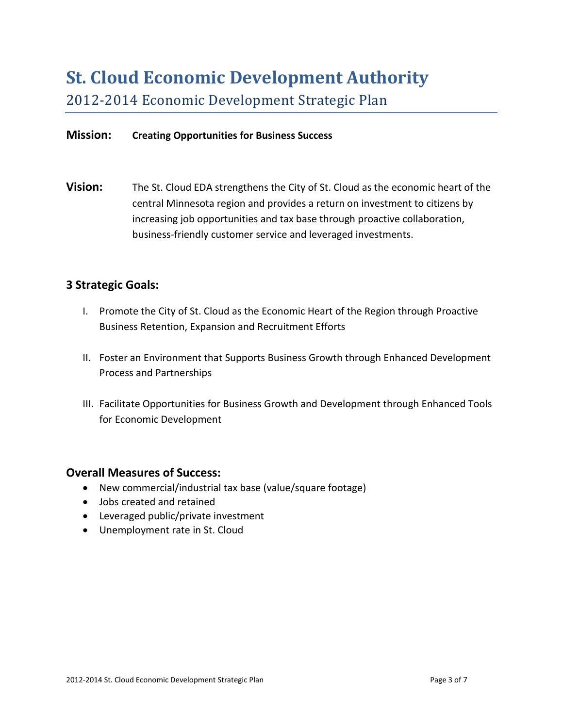# St. Cloud Economic Development Authority

## 2012-2014 Economic Development Strategic Plan

**Mission:** **Creating Opportunities for Business Success**

**Vision:** The St. Cloud EDA strengthens the City of St. Cloud as the economic heart of the central Minnesota region and provides a return on investment to citizens by increasing job opportunities and tax base through proactive collaboration, business-friendly customer service and leveraged investments.

### 3 Strategic Goals:

I. Promote the City of St. Cloud as the Economic Heart of the Region through Proactive Business Retention, Expansion and Recruitment Efforts

II. Foster an Environment that Supports Business Growth through Enhanced Development Process and Partnerships

III. Facilitate Opportunities for Business Growth and Development through Enhanced Tools for Economic Development

### Overall Measures of Success:

- New commercial/industrial tax base (value/square footage)
- Jobs created and retained
- Leveraged public/private investment
- Unemployment rate in St. Cloud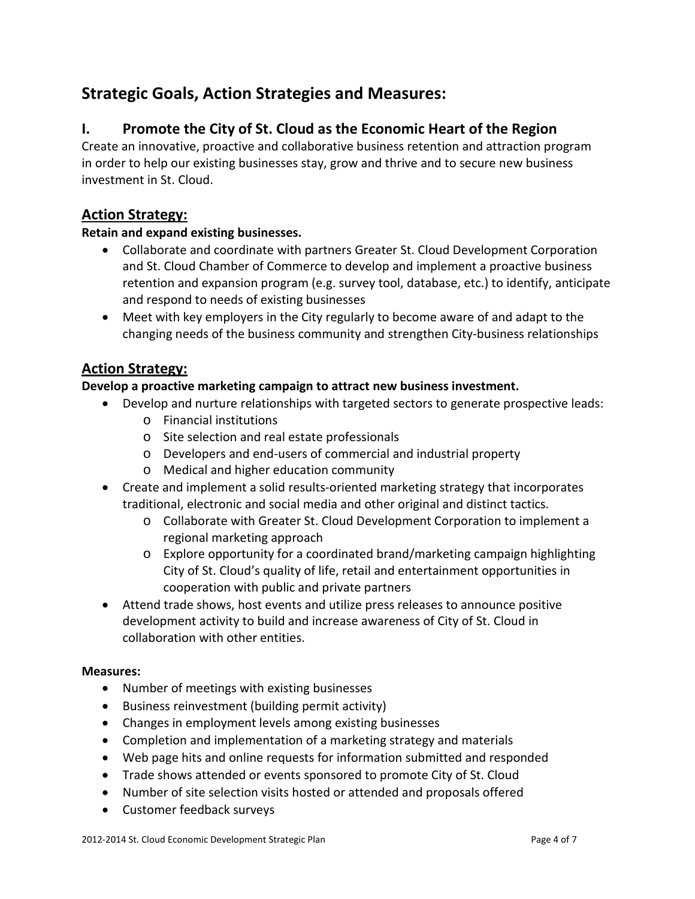# Strategic Goals, Action Strategies and Measures:

## I. Promote the City of St. Cloud as the Economic Heart of the Region

Create an innovative, proactive and collaborative business retention and attraction program in order to help our existing businesses stay, grow and thrive and to secure new business investment in St. Cloud.

### Action Strategy:

**Retain and expand existing businesses.**

- Collaborate and coordinate with partners Greater St. Cloud Development Corporation and St. Cloud Chamber of Commerce to develop and implement a proactive business retention and expansion program (e.g. survey tool, database, etc.) to identify, anticipate and respond to needs of existing businesses
- Meet with key employers in the City regularly to become aware of and adapt to the changing needs of the business community and strengthen City-business relationships

### Action Strategy:

**Develop a proactive marketing campaign to attract new business investment.**

- Develop and nurture relationships with targeted sectors to generate prospective leads:
  - Financial institutions
  - Site selection and real estate professionals
  - Developers and end-users of commercial and industrial property
  - Medical and higher education community
- Create and implement a solid results-oriented marketing strategy that incorporates traditional, electronic and social media and other original and distinct tactics.
  - Collaborate with Greater St. Cloud Development Corporation to implement a regional marketing approach
  - Explore opportunity for a coordinated brand/marketing campaign highlighting City of St. Cloud's quality of life, retail and entertainment opportunities in cooperation with public and private partners
- Attend trade shows, host events and utilize press releases to announce positive development activity to build and increase awareness of City of St. Cloud in collaboration with other entities.

**Measures:**

- Number of meetings with existing businesses
- Business reinvestment (building permit activity)
- Changes in employment levels among existing businesses
- Completion and implementation of a marketing strategy and materials
- Web page hits and online requests for information submitted and responded
- Trade shows attended or events sponsored to promote City of St. Cloud
- Number of site selection visits hosted or attended and proposals offered
- Customer feedback surveys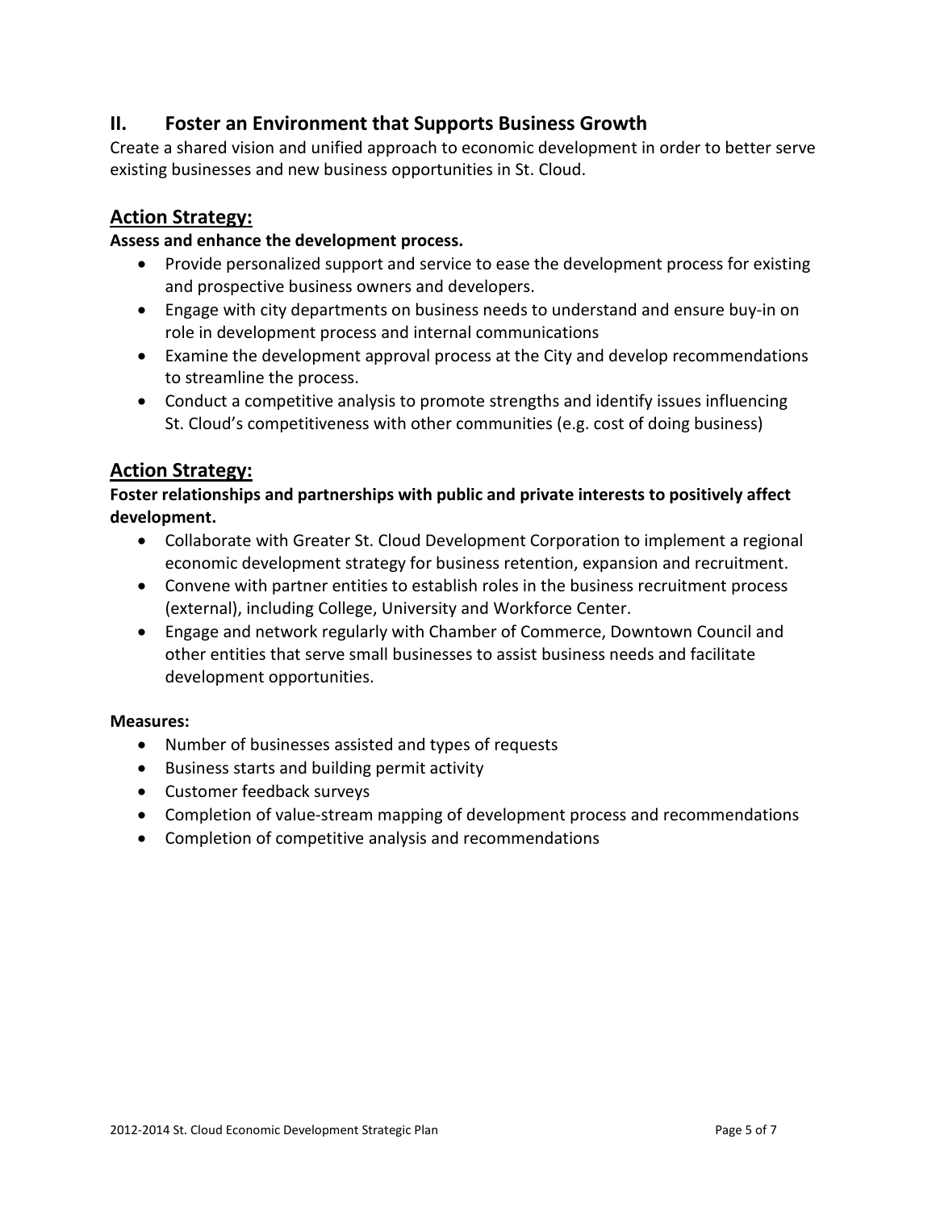## II. Foster an Environment that Supports Business Growth

Create a shared vision and unified approach to economic development in order to better serve existing businesses and new business opportunities in St. Cloud.

### Action Strategy:

**Assess and enhance the development process.**

- Provide personalized support and service to ease the development process for existing and prospective business owners and developers.
- Engage with city departments on business needs to understand and ensure buy-in on role in development process and internal communications
- Examine the development approval process at the City and develop recommendations to streamline the process.
- Conduct a competitive analysis to promote strengths and identify issues influencing St. Cloud's competitiveness with other communities (e.g. cost of doing business)

### Action Strategy:

**Foster relationships and partnerships with public and private interests to positively affect development.**

- Collaborate with Greater St. Cloud Development Corporation to implement a regional economic development strategy for business retention, expansion and recruitment.
- Convene with partner entities to establish roles in the business recruitment process (external), including College, University and Workforce Center.
- Engage and network regularly with Chamber of Commerce, Downtown Council and other entities that serve small businesses to assist business needs and facilitate development opportunities.

**Measures:**

- Number of businesses assisted and types of requests
- Business starts and building permit activity
- Customer feedback surveys
- Completion of value-stream mapping of development process and recommendations
- Completion of competitive analysis and recommendations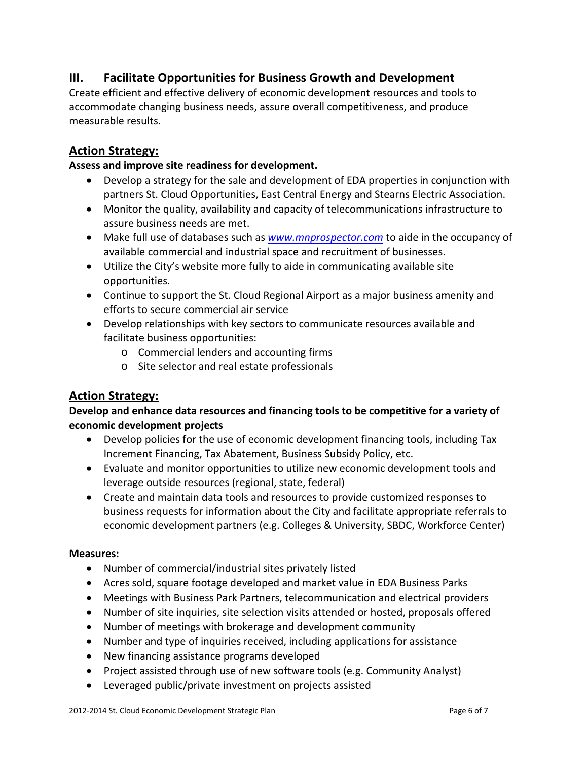## III. Facilitate Opportunities for Business Growth and Development

Create efficient and effective delivery of economic development resources and tools to accommodate changing business needs, assure overall competitiveness, and produce measurable results.

### Action Strategy:

**Assess and improve site readiness for development.**

- Develop a strategy for the sale and development of EDA properties in conjunction with partners St. Cloud Opportunities, East Central Energy and Stearns Electric Association.
- Monitor the quality, availability and capacity of telecommunications infrastructure to assure business needs are met.
- Make full use of databases such as *www.mnprospector.com* to aide in the occupancy of available commercial and industrial space and recruitment of businesses.
- Utilize the City's website more fully to aide in communicating available site opportunities.
- Continue to support the St. Cloud Regional Airport as a major business amenity and efforts to secure commercial air service
- Develop relationships with key sectors to communicate resources available and facilitate business opportunities:
  - Commercial lenders and accounting firms
  - Site selector and real estate professionals

### Action Strategy:

**Develop and enhance data resources and financing tools to be competitive for a variety of economic development projects**

- Develop policies for the use of economic development financing tools, including Tax Increment Financing, Tax Abatement, Business Subsidy Policy, etc.
- Evaluate and monitor opportunities to utilize new economic development tools and leverage outside resources (regional, state, federal)
- Create and maintain data tools and resources to provide customized responses to business requests for information about the City and facilitate appropriate referrals to economic development partners (e.g. Colleges & University, SBDC, Workforce Center)

**Measures:**

- Number of commercial/industrial sites privately listed
- Acres sold, square footage developed and market value in EDA Business Parks
- Meetings with Business Park Partners, telecommunication and electrical providers
- Number of site inquiries, site selection visits attended or hosted, proposals offered
- Number of meetings with brokerage and development community
- Number and type of inquiries received, including applications for assistance
- New financing assistance programs developed
- Project assisted through use of new software tools (e.g. Community Analyst)
- Leveraged public/private investment on projects assisted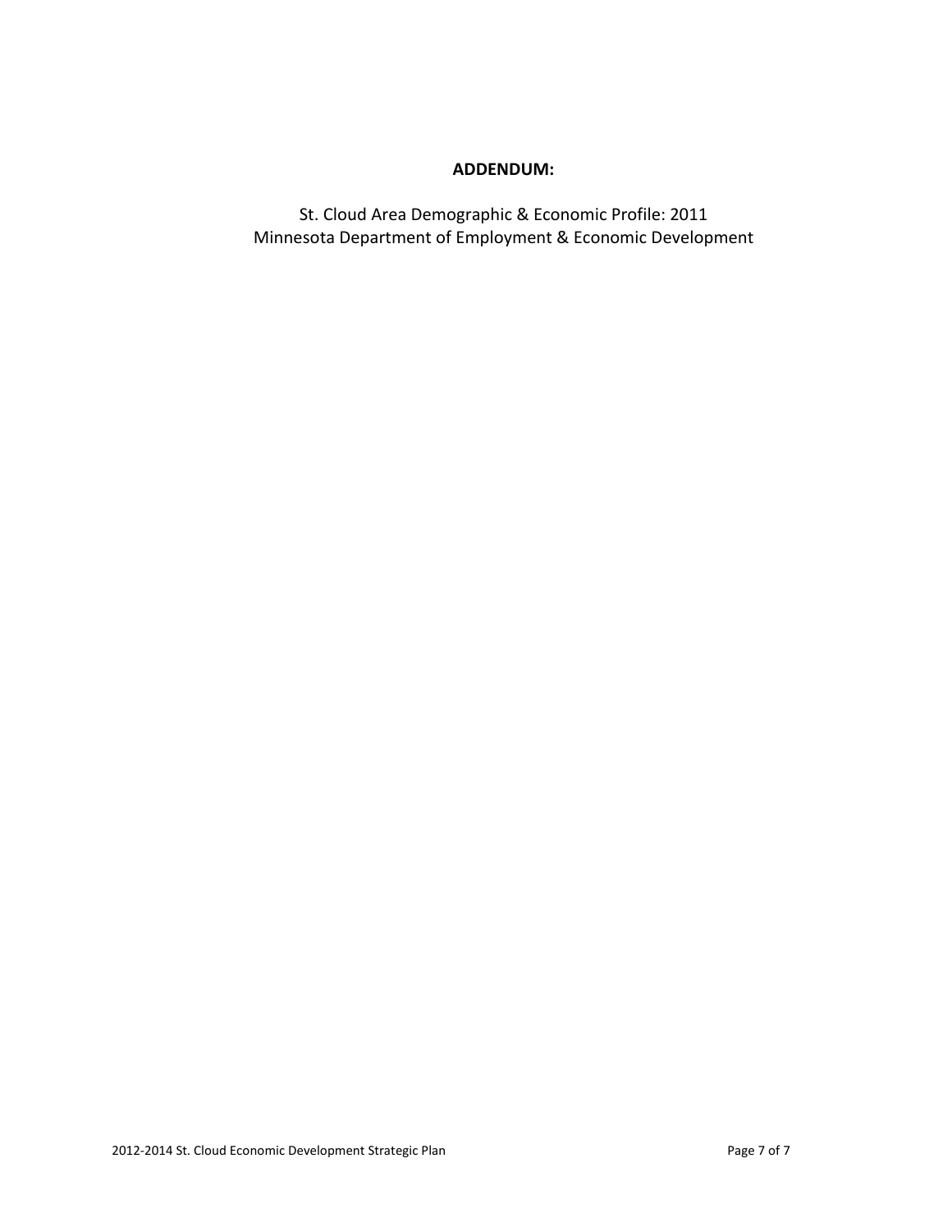**ADDENDUM:**

St. Cloud Area Demographic & Economic Profile: 2011
Minnesota Department of Employment & Economic Development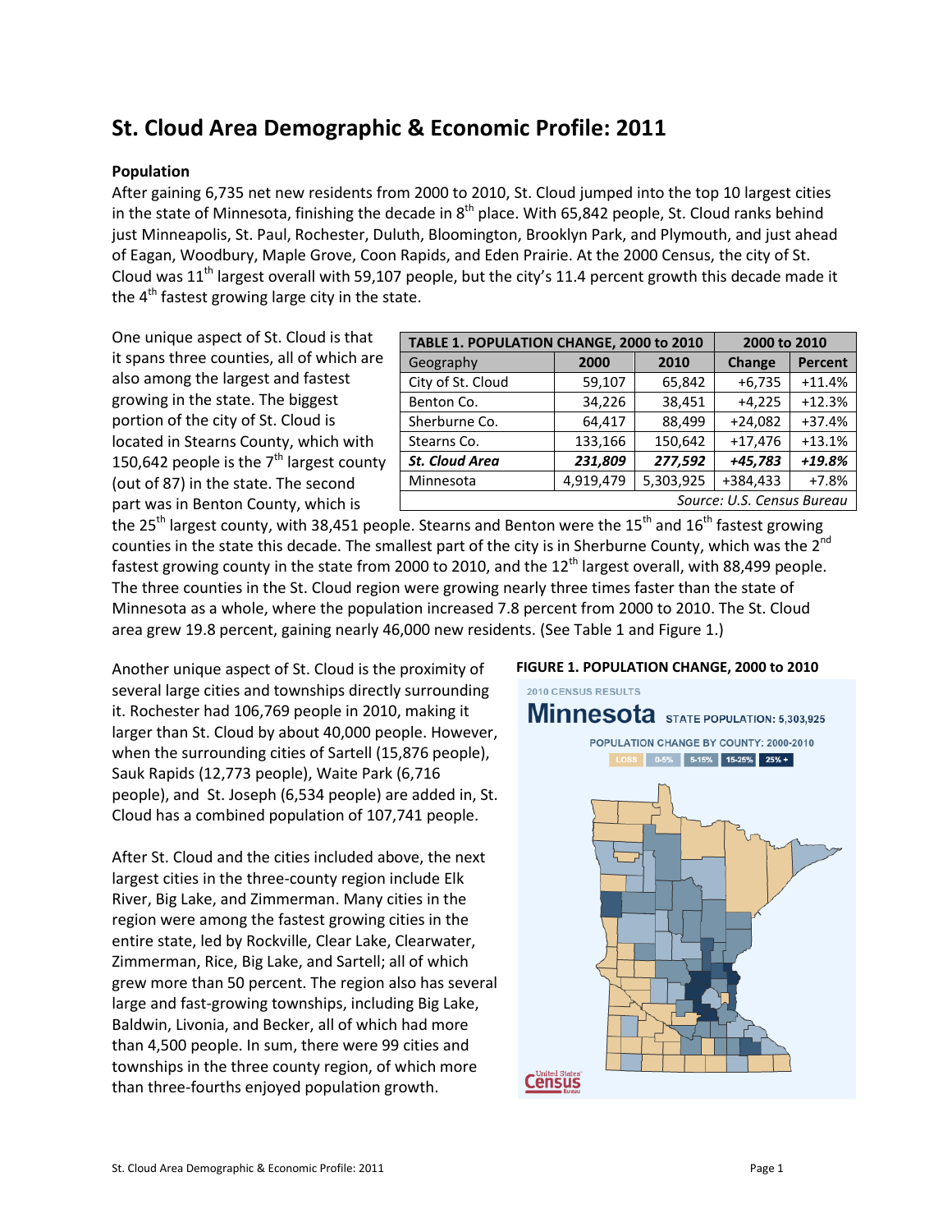# St. Cloud Area Demographic & Economic Profile: 2011

**Population**

After gaining 6,735 net new residents from 2000 to 2010, St. Cloud jumped into the top 10 largest cities in the state of Minnesota, finishing the decade in 8th place. With 65,842 people, St. Cloud ranks behind just Minneapolis, St. Paul, Rochester, Duluth, Bloomington, Brooklyn Park, and Plymouth, and just ahead of Eagan, Woodbury, Maple Grove, Coon Rapids, and Eden Prairie. At the 2000 Census, the city of St. Cloud was 11th largest overall with 59,107 people, but the city's 11.4 percent growth this decade made it the 4th fastest growing large city in the state.

One unique aspect of St. Cloud is that it spans three counties, all of which are also among the largest and fastest growing in the state. The biggest portion of the city of St. Cloud is located in Stearns County, which with 150,642 people is the 7th largest county (out of 87) in the state. The second part was in Benton County, which is the 25th largest county, with 38,451 people. Stearns and Benton were the 15th and 16th fastest growing counties in the state this decade. The smallest part of the city is in Sherburne County, which was the 2nd fastest growing county in the state from 2000 to 2010, and the 12th largest overall, with 88,499 people. The three counties in the St. Cloud region were growing nearly three times faster than the state of Minnesota as a whole, where the population increased 7.8 percent from 2000 to 2010. The St. Cloud area grew 19.8 percent, gaining nearly 46,000 new residents. (See Table 1 and Figure 1.)

| TABLE 1. POPULATION CHANGE, 2000 to 2010 | | | 2000 to 2010 | |
|---|---|---|---|---|
| Geography | 2000 | 2010 | Change | Percent |
| City of St. Cloud | 59,107 | 65,842 | +6,735 | +11.4% |
| Benton Co. | 34,226 | 38,451 | +4,225 | +12.3% |
| Sherburne Co. | 64,417 | 88,499 | +24,082 | +37.4% |
| Stearns Co. | 133,166 | 150,642 | +17,476 | +13.1% |
| ***St. Cloud Area*** | ***231,809*** | ***277,592*** | ***+45,783*** | ***+19.8%*** |
| Minnesota | 4,919,479 | 5,303,925 | +384,433 | +7.8% |

*Source: U.S. Census Bureau*

Another unique aspect of St. Cloud is the proximity of several large cities and townships directly surrounding it. Rochester had 106,769 people in 2010, making it larger than St. Cloud by about 40,000 people. However, when the surrounding cities of Sartell (15,876 people), Sauk Rapids (12,773 people), Waite Park (6,716 people), and St. Joseph (6,534 people) are added in, St. Cloud has a combined population of 107,741 people.

After St. Cloud and the cities included above, the next largest cities in the three-county region include Elk River, Big Lake, and Zimmerman. Many cities in the region were among the fastest growing cities in the entire state, led by Rockville, Clear Lake, Clearwater, Zimmerman, Rice, Big Lake, and Sartell; all of which grew more than 50 percent. The region also has several large and fast-growing townships, including Big Lake, Baldwin, Livonia, and Becker, all of which had more than 4,500 people. In sum, there were 99 cities and townships in the three county region, of which more than three-fourths enjoyed population growth.

**FIGURE 1. POPULATION CHANGE, 2000 to 2010**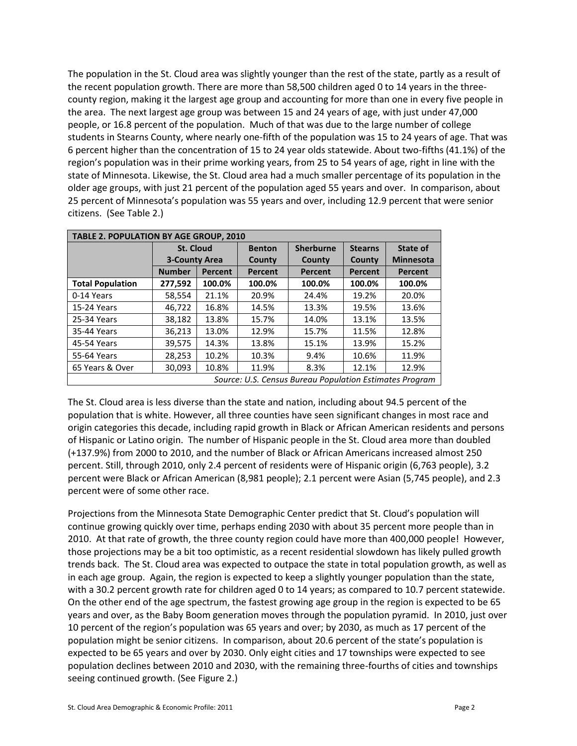The population in the St. Cloud area was slightly younger than the rest of the state, partly as a result of the recent population growth. There are more than 58,500 children aged 0 to 14 years in the three-county region, making it the largest age group and accounting for more than one in every five people in the area. The next largest age group was between 15 and 24 years of age, with just under 47,000 people, or 16.8 percent of the population. Much of that was due to the large number of college students in Stearns County, where nearly one-fifth of the population was 15 to 24 years of age. That was 6 percent higher than the concentration of 15 to 24 year olds statewide. About two-fifths (41.1%) of the region's population was in their prime working years, from 25 to 54 years of age, right in line with the state of Minnesota. Likewise, the St. Cloud area had a much smaller percentage of its population in the older age groups, with just 21 percent of the population aged 55 years and over. In comparison, about 25 percent of Minnesota's population was 55 years and over, including 12.9 percent that were senior citizens. (See Table 2.)

| TABLE 2. POPULATION BY AGE GROUP, 2010 | | | | | | |
|---|---|---|---|---|---|---|
| | St. Cloud 3-County Area | | Benton County | Sherburne County | Stearns County | State of Minnesota |
| | Number | Percent | Percent | Percent | Percent | Percent |
| **Total Population** | **277,592** | **100.0%** | **100.0%** | **100.0%** | **100.0%** | **100.0%** |
| 0-14 Years | 58,554 | 21.1% | 20.9% | 24.4% | 19.2% | 20.0% |
| 15-24 Years | 46,722 | 16.8% | 14.5% | 13.3% | 19.5% | 13.6% |
| 25-34 Years | 38,182 | 13.8% | 15.7% | 14.0% | 13.1% | 13.5% |
| 35-44 Years | 36,213 | 13.0% | 12.9% | 15.7% | 11.5% | 12.8% |
| 45-54 Years | 39,575 | 14.3% | 13.8% | 15.1% | 13.9% | 15.2% |
| 55-64 Years | 28,253 | 10.2% | 10.3% | 9.4% | 10.6% | 11.9% |
| 65 Years & Over | 30,093 | 10.8% | 11.9% | 8.3% | 12.1% | 12.9% |

*Source: U.S. Census Bureau Population Estimates Program*

The St. Cloud area is less diverse than the state and nation, including about 94.5 percent of the population that is white. However, all three counties have seen significant changes in most race and origin categories this decade, including rapid growth in Black or African American residents and persons of Hispanic or Latino origin. The number of Hispanic people in the St. Cloud area more than doubled (+137.9%) from 2000 to 2010, and the number of Black or African Americans increased almost 250 percent. Still, through 2010, only 2.4 percent of residents were of Hispanic origin (6,763 people), 3.2 percent were Black or African American (8,981 people); 2.1 percent were Asian (5,745 people), and 2.3 percent were of some other race.

Projections from the Minnesota State Demographic Center predict that St. Cloud's population will continue growing quickly over time, perhaps ending 2030 with about 35 percent more people than in 2010. At that rate of growth, the three county region could have more than 400,000 people! However, those projections may be a bit too optimistic, as a recent residential slowdown has likely pulled growth trends back. The St. Cloud area was expected to outpace the state in total population growth, as well as in each age group. Again, the region is expected to keep a slightly younger population than the state, with a 30.2 percent growth rate for children aged 0 to 14 years; as compared to 10.7 percent statewide. On the other end of the age spectrum, the fastest growing age group in the region is expected to be 65 years and over, as the Baby Boom generation moves through the population pyramid. In 2010, just over 10 percent of the region's population was 65 years and over; by 2030, as much as 17 percent of the population might be senior citizens. In comparison, about 20.6 percent of the state's population is expected to be 65 years and over by 2030. Only eight cities and 17 townships were expected to see population declines between 2010 and 2030, with the remaining three-fourths of cities and townships seeing continued growth. (See Figure 2.)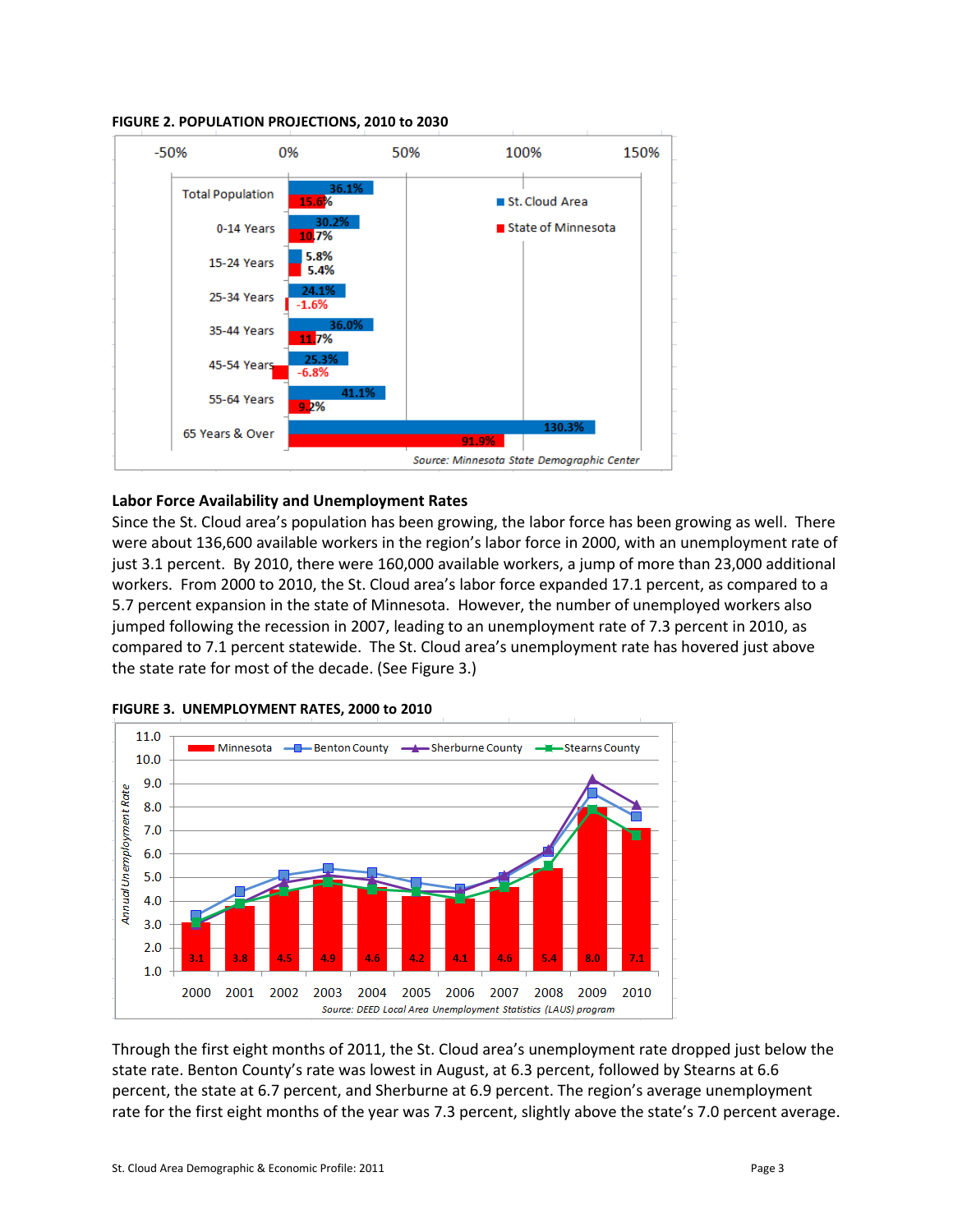**FIGURE 2. POPULATION PROJECTIONS, 2010 to 2030**

| Age Group | St. Cloud Area | State of Minnesota |
|---|---|---|
| Total Population | 36.1% | 15.6% |
| 0-14 Years | 30.2% | 10.7% |
| 15-24 Years | 5.8% | 5.4% |
| 25-34 Years | 24.1% | -1.6% |
| 35-44 Years | 36.0% | 11.7% |
| 45-54 Years | 25.3% | -6.8% |
| 55-64 Years | 41.1% | 9.2% |
| 65 Years & Over | 130.3% | 91.9% |

*Source: Minnesota State Demographic Center*

## Labor Force Availability and Unemployment Rates

Since the St. Cloud area's population has been growing, the labor force has been growing as well. There were about 136,600 available workers in the region's labor force in 2000, with an unemployment rate of just 3.1 percent. By 2010, there were 160,000 available workers, a jump of more than 23,000 additional workers. From 2000 to 2010, the St. Cloud area's labor force expanded 17.1 percent, as compared to a 5.7 percent expansion in the state of Minnesota. However, the number of unemployed workers also jumped following the recession in 2007, leading to an unemployment rate of 7.3 percent in 2010, as compared to 7.1 percent statewide. The St. Cloud area's unemployment rate has hovered just above the state rate for most of the decade. (See Figure 3.)

**FIGURE 3. UNEMPLOYMENT RATES, 2000 to 2010**

| Year | 2000 | 2001 | 2002 | 2003 | 2004 | 2005 | 2006 | 2007 | 2008 | 2009 | 2010 |
|---|---|---|---|---|---|---|---|---|---|---|---|
| Minnesota | 3.1 | 3.8 | 4.5 | 4.9 | 4.6 | 4.2 | 4.1 | 4.6 | 5.4 | 8.0 | 7.1 |

*Series shown: Minnesota, Benton County, Sherburne County, Stearns County. Y-axis: Annual Unemployment Rate.*

*Source: DEED Local Area Unemployment Statistics (LAUS) program*

Through the first eight months of 2011, the St. Cloud area's unemployment rate dropped just below the state rate. Benton County's rate was lowest in August, at 6.3 percent, followed by Stearns at 6.6 percent, the state at 6.7 percent, and Sherburne at 6.9 percent. The region's average unemployment rate for the first eight months of the year was 7.3 percent, slightly above the state's 7.0 percent average.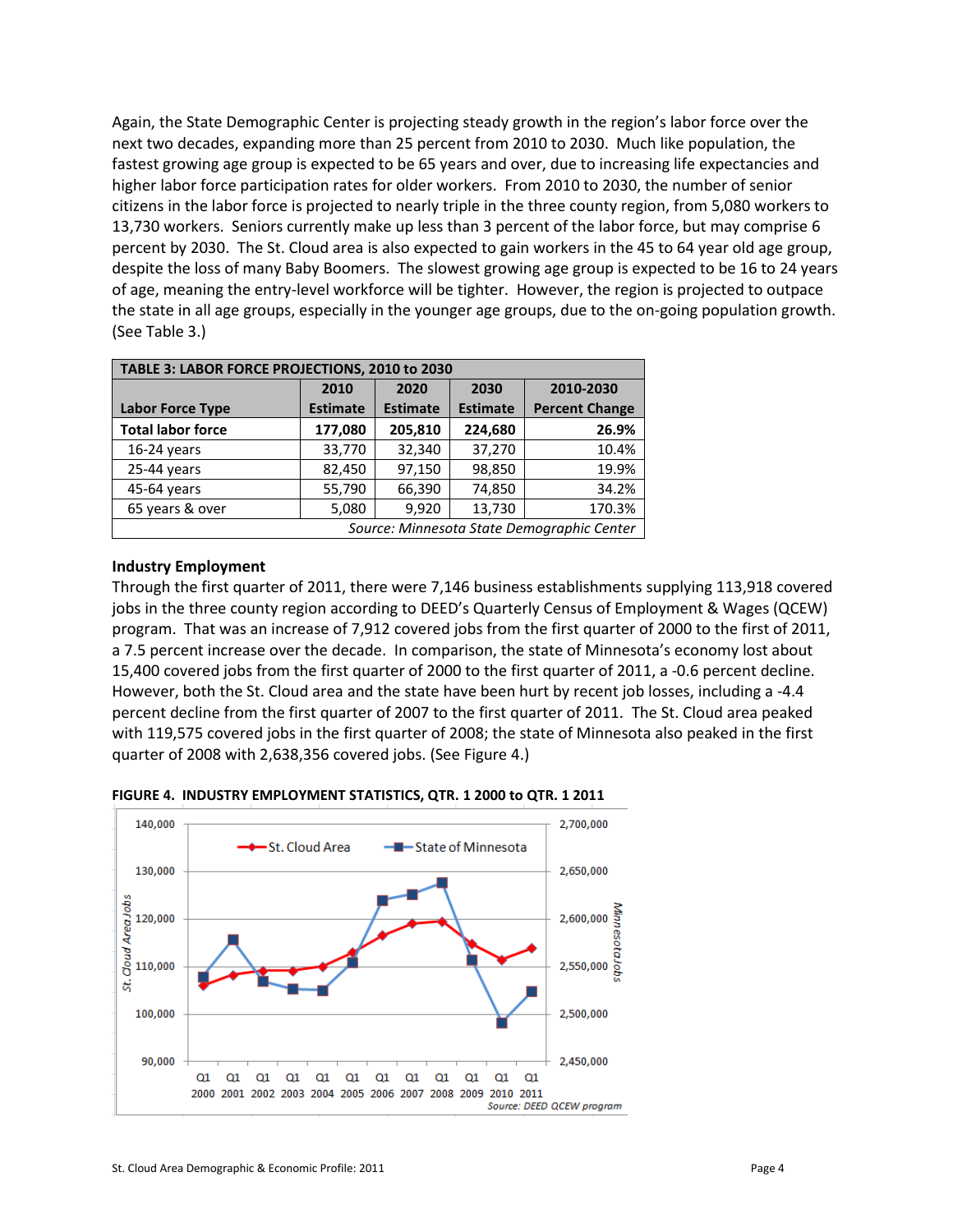Again, the State Demographic Center is projecting steady growth in the region's labor force over the next two decades, expanding more than 25 percent from 2010 to 2030. Much like population, the fastest growing age group is expected to be 65 years and over, due to increasing life expectancies and higher labor force participation rates for older workers. From 2010 to 2030, the number of senior citizens in the labor force is projected to nearly triple in the three county region, from 5,080 workers to 13,730 workers. Seniors currently make up less than 3 percent of the labor force, but may comprise 6 percent by 2030. The St. Cloud area is also expected to gain workers in the 45 to 64 year old age group, despite the loss of many Baby Boomers. The slowest growing age group is expected to be 16 to 24 years of age, meaning the entry-level workforce will be tighter. However, the region is projected to outpace the state in all age groups, especially in the younger age groups, due to the on-going population growth. (See Table 3.)

| TABLE 3: LABOR FORCE PROJECTIONS, 2010 to 2030 | | | | |
|---|---|---|---|---|
| Labor Force Type | 2010 Estimate | 2020 Estimate | 2030 Estimate | 2010-2030 Percent Change |
| **Total labor force** | **177,080** | **205,810** | **224,680** | **26.9%** |
| 16-24 years | 33,770 | 32,340 | 37,270 | 10.4% |
| 25-44 years | 82,450 | 97,150 | 98,850 | 19.9% |
| 45-64 years | 55,790 | 66,390 | 74,850 | 34.2% |
| 65 years & over | 5,080 | 9,920 | 13,730 | 170.3% |
| *Source: Minnesota State Demographic Center* | | | | |

**Industry Employment**

Through the first quarter of 2011, there were 7,146 business establishments supplying 113,918 covered jobs in the three county region according to DEED's Quarterly Census of Employment & Wages (QCEW) program. That was an increase of 7,912 covered jobs from the first quarter of 2000 to the first of 2011, a 7.5 percent increase over the decade. In comparison, the state of Minnesota's economy lost about 15,400 covered jobs from the first quarter of 2000 to the first quarter of 2011, a -0.6 percent decline. However, both the St. Cloud area and the state have been hurt by recent job losses, including a -4.4 percent decline from the first quarter of 2007 to the first quarter of 2011. The St. Cloud area peaked with 119,575 covered jobs in the first quarter of 2008; the state of Minnesota also peaked in the first quarter of 2008 with 2,638,356 covered jobs. (See Figure 4.)

**FIGURE 4. INDUSTRY EMPLOYMENT STATISTICS, QTR. 1 2000 to QTR. 1 2011**

*Source: DEED QCEW program*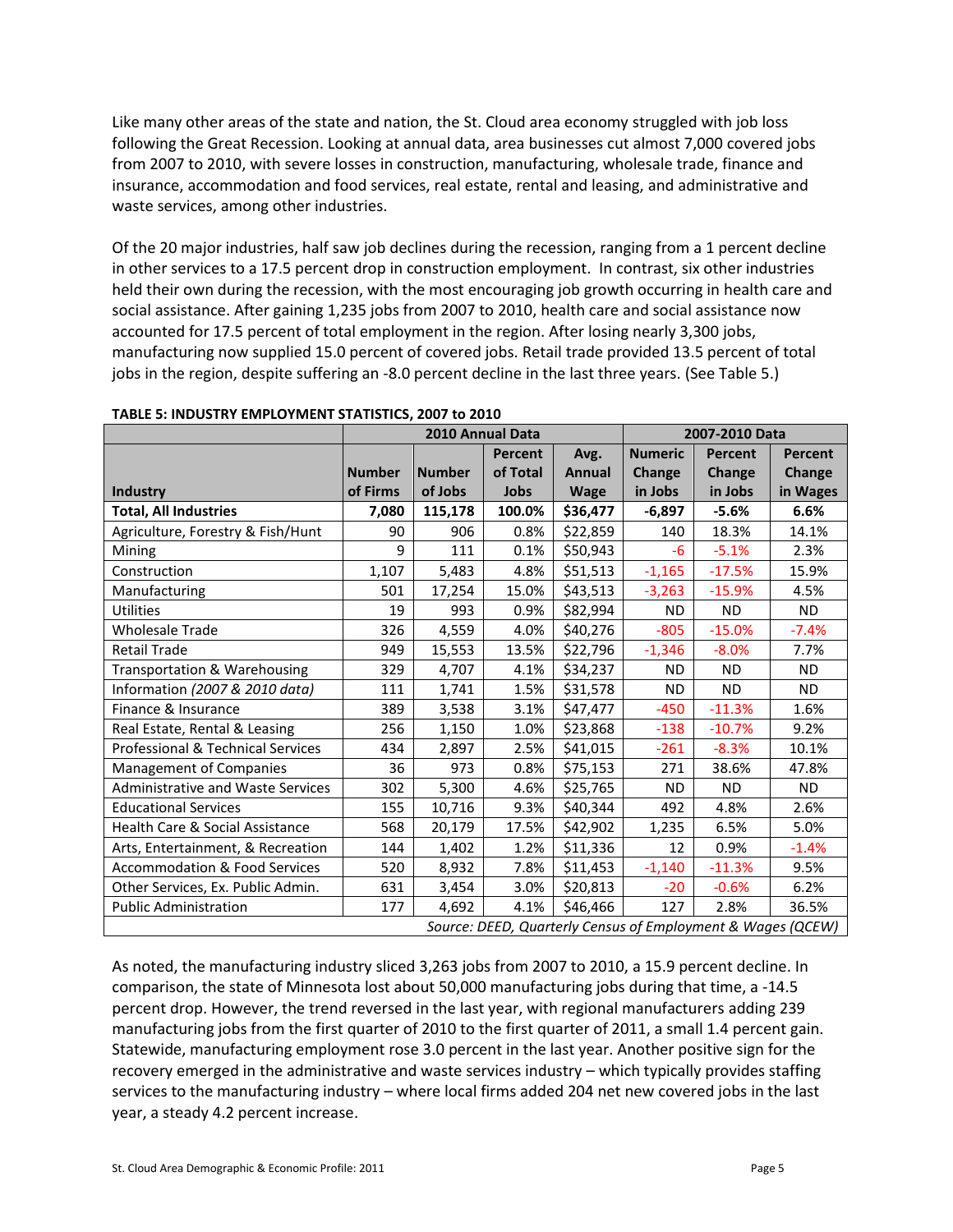Like many other areas of the state and nation, the St. Cloud area economy struggled with job loss following the Great Recession. Looking at annual data, area businesses cut almost 7,000 covered jobs from 2007 to 2010, with severe losses in construction, manufacturing, wholesale trade, finance and insurance, accommodation and food services, real estate, rental and leasing, and administrative and waste services, among other industries.

Of the 20 major industries, half saw job declines during the recession, ranging from a 1 percent decline in other services to a 17.5 percent drop in construction employment. In contrast, six other industries held their own during the recession, with the most encouraging job growth occurring in health care and social assistance. After gaining 1,235 jobs from 2007 to 2010, health care and social assistance now accounted for 17.5 percent of total employment in the region. After losing nearly 3,300 jobs, manufacturing now supplied 15.0 percent of covered jobs. Retail trade provided 13.5 percent of total jobs in the region, despite suffering an -8.0 percent decline in the last three years. (See Table 5.)

**TABLE 5: INDUSTRY EMPLOYMENT STATISTICS, 2007 to 2010**

| | 2010 Annual Data | | | | 2007-2010 Data | | |
|---|---|---|---|---|---|---|---|
| Industry | Number of Firms | Number of Jobs | Percent of Total Jobs | Avg. Annual Wage | Numeric Change in Jobs | Percent Change in Jobs | Percent Change in Wages |
| **Total, All Industries** | **7,080** | **115,178** | **100.0%** | **$36,477** | **-6,897** | **-5.6%** | **6.6%** |
| Agriculture, Forestry & Fish/Hunt | 90 | 906 | 0.8% | $22,859 | 140 | 18.3% | 14.1% |
| Mining | 9 | 111 | 0.1% | $50,943 | -6 | -5.1% | 2.3% |
| Construction | 1,107 | 5,483 | 4.8% | $51,513 | -1,165 | -17.5% | 15.9% |
| Manufacturing | 501 | 17,254 | 15.0% | $43,513 | -3,263 | -15.9% | 4.5% |
| Utilities | 19 | 993 | 0.9% | $82,994 | ND | ND | ND |
| Wholesale Trade | 326 | 4,559 | 4.0% | $40,276 | -805 | -15.0% | -7.4% |
| Retail Trade | 949 | 15,553 | 13.5% | $22,796 | -1,346 | -8.0% | 7.7% |
| Transportation & Warehousing | 329 | 4,707 | 4.1% | $34,237 | ND | ND | ND |
| Information *(2007 & 2010 data)* | 111 | 1,741 | 1.5% | $31,578 | ND | ND | ND |
| Finance & Insurance | 389 | 3,538 | 3.1% | $47,477 | -450 | -11.3% | 1.6% |
| Real Estate, Rental & Leasing | 256 | 1,150 | 1.0% | $23,868 | -138 | -10.7% | 9.2% |
| Professional & Technical Services | 434 | 2,897 | 2.5% | $41,015 | -261 | -8.3% | 10.1% |
| Management of Companies | 36 | 973 | 0.8% | $75,153 | 271 | 38.6% | 47.8% |
| Administrative and Waste Services | 302 | 5,300 | 4.6% | $25,765 | ND | ND | ND |
| Educational Services | 155 | 10,716 | 9.3% | $40,344 | 492 | 4.8% | 2.6% |
| Health Care & Social Assistance | 568 | 20,179 | 17.5% | $42,902 | 1,235 | 6.5% | 5.0% |
| Arts, Entertainment, & Recreation | 144 | 1,402 | 1.2% | $11,336 | 12 | 0.9% | -1.4% |
| Accommodation & Food Services | 520 | 8,932 | 7.8% | $11,453 | -1,140 | -11.3% | 9.5% |
| Other Services, Ex. Public Admin. | 631 | 3,454 | 3.0% | $20,813 | -20 | -0.6% | 6.2% |
| Public Administration | 177 | 4,692 | 4.1% | $46,466 | 127 | 2.8% | 36.5% |

*Source: DEED, Quarterly Census of Employment & Wages (QCEW)*

As noted, the manufacturing industry sliced 3,263 jobs from 2007 to 2010, a 15.9 percent decline. In comparison, the state of Minnesota lost about 50,000 manufacturing jobs during that time, a -14.5 percent drop. However, the trend reversed in the last year, with regional manufacturers adding 239 manufacturing jobs from the first quarter of 2010 to the first quarter of 2011, a small 1.4 percent gain. Statewide, manufacturing employment rose 3.0 percent in the last year. Another positive sign for the recovery emerged in the administrative and waste services industry – which typically provides staffing services to the manufacturing industry – where local firms added 204 net new covered jobs in the last year, a steady 4.2 percent increase.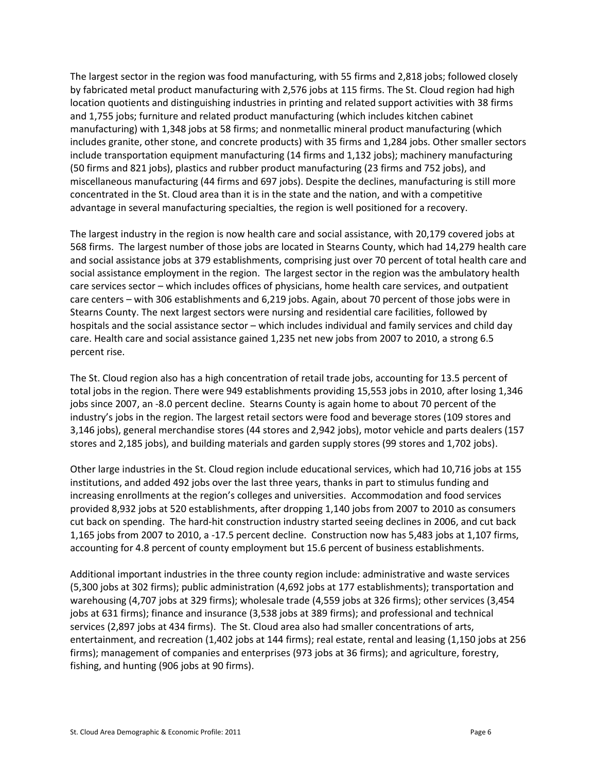The largest sector in the region was food manufacturing, with 55 firms and 2,818 jobs; followed closely by fabricated metal product manufacturing with 2,576 jobs at 115 firms. The St. Cloud region had high location quotients and distinguishing industries in printing and related support activities with 38 firms and 1,755 jobs; furniture and related product manufacturing (which includes kitchen cabinet manufacturing) with 1,348 jobs at 58 firms; and nonmetallic mineral product manufacturing (which includes granite, other stone, and concrete products) with 35 firms and 1,284 jobs. Other smaller sectors include transportation equipment manufacturing (14 firms and 1,132 jobs); machinery manufacturing (50 firms and 821 jobs), plastics and rubber product manufacturing (23 firms and 752 jobs), and miscellaneous manufacturing (44 firms and 697 jobs). Despite the declines, manufacturing is still more concentrated in the St. Cloud area than it is in the state and the nation, and with a competitive advantage in several manufacturing specialties, the region is well positioned for a recovery.

The largest industry in the region is now health care and social assistance, with 20,179 covered jobs at 568 firms. The largest number of those jobs are located in Stearns County, which had 14,279 health care and social assistance jobs at 379 establishments, comprising just over 70 percent of total health care and social assistance employment in the region. The largest sector in the region was the ambulatory health care services sector – which includes offices of physicians, home health care services, and outpatient care centers – with 306 establishments and 6,219 jobs. Again, about 70 percent of those jobs were in Stearns County. The next largest sectors were nursing and residential care facilities, followed by hospitals and the social assistance sector – which includes individual and family services and child day care. Health care and social assistance gained 1,235 net new jobs from 2007 to 2010, a strong 6.5 percent rise.

The St. Cloud region also has a high concentration of retail trade jobs, accounting for 13.5 percent of total jobs in the region. There were 949 establishments providing 15,553 jobs in 2010, after losing 1,346 jobs since 2007, an -8.0 percent decline. Stearns County is again home to about 70 percent of the industry's jobs in the region. The largest retail sectors were food and beverage stores (109 stores and 3,146 jobs), general merchandise stores (44 stores and 2,942 jobs), motor vehicle and parts dealers (157 stores and 2,185 jobs), and building materials and garden supply stores (99 stores and 1,702 jobs).

Other large industries in the St. Cloud region include educational services, which had 10,716 jobs at 155 institutions, and added 492 jobs over the last three years, thanks in part to stimulus funding and increasing enrollments at the region's colleges and universities. Accommodation and food services provided 8,932 jobs at 520 establishments, after dropping 1,140 jobs from 2007 to 2010 as consumers cut back on spending. The hard-hit construction industry started seeing declines in 2006, and cut back 1,165 jobs from 2007 to 2010, a -17.5 percent decline. Construction now has 5,483 jobs at 1,107 firms, accounting for 4.8 percent of county employment but 15.6 percent of business establishments.

Additional important industries in the three county region include: administrative and waste services (5,300 jobs at 302 firms); public administration (4,692 jobs at 177 establishments); transportation and warehousing (4,707 jobs at 329 firms); wholesale trade (4,559 jobs at 326 firms); other services (3,454 jobs at 631 firms); finance and insurance (3,538 jobs at 389 firms); and professional and technical services (2,897 jobs at 434 firms). The St. Cloud area also had smaller concentrations of arts, entertainment, and recreation (1,402 jobs at 144 firms); real estate, rental and leasing (1,150 jobs at 256 firms); management of companies and enterprises (973 jobs at 36 firms); and agriculture, forestry, fishing, and hunting (906 jobs at 90 firms).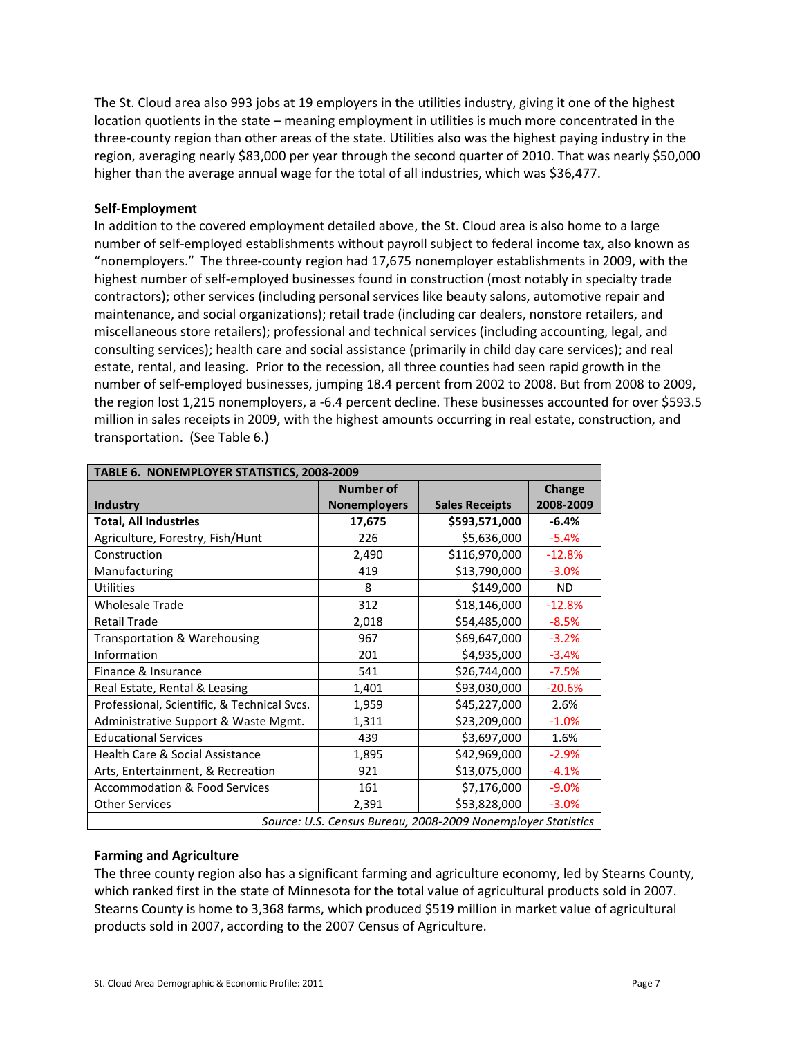The St. Cloud area also 993 jobs at 19 employers in the utilities industry, giving it one of the highest location quotients in the state – meaning employment in utilities is much more concentrated in the three-county region than other areas of the state. Utilities also was the highest paying industry in the region, averaging nearly $83,000 per year through the second quarter of 2010. That was nearly $50,000 higher than the average annual wage for the total of all industries, which was $36,477.

**Self-Employment**

In addition to the covered employment detailed above, the St. Cloud area is also home to a large number of self-employed establishments without payroll subject to federal income tax, also known as "nonemployers." The three-county region had 17,675 nonemployer establishments in 2009, with the highest number of self-employed businesses found in construction (most notably in specialty trade contractors); other services (including personal services like beauty salons, automotive repair and maintenance, and social organizations); retail trade (including car dealers, nonstore retailers, and miscellaneous store retailers); professional and technical services (including accounting, legal, and consulting services); health care and social assistance (primarily in child day care services); and real estate, rental, and leasing. Prior to the recession, all three counties had seen rapid growth in the number of self-employed businesses, jumping 18.4 percent from 2002 to 2008. But from 2008 to 2009, the region lost 1,215 nonemployers, a -6.4 percent decline. These businesses accounted for over $593.5 million in sales receipts in 2009, with the highest amounts occurring in real estate, construction, and transportation. (See Table 6.)

| TABLE 6. NONEMPLOYER STATISTICS, 2008-2009 | | | |
|---|---|---|---|
| Industry | Number of Nonemployers | Sales Receipts | Change 2008-2009 |
| **Total, All Industries** | **17,675** | **$593,571,000** | **-6.4%** |
| Agriculture, Forestry, Fish/Hunt | 226 | $5,636,000 | -5.4% |
| Construction | 2,490 | $116,970,000 | -12.8% |
| Manufacturing | 419 | $13,790,000 | -3.0% |
| Utilities | 8 | $149,000 | ND |
| Wholesale Trade | 312 | $18,146,000 | -12.8% |
| Retail Trade | 2,018 | $54,485,000 | -8.5% |
| Transportation & Warehousing | 967 | $69,647,000 | -3.2% |
| Information | 201 | $4,935,000 | -3.4% |
| Finance & Insurance | 541 | $26,744,000 | -7.5% |
| Real Estate, Rental & Leasing | 1,401 | $93,030,000 | -20.6% |
| Professional, Scientific, & Technical Svcs. | 1,959 | $45,227,000 | 2.6% |
| Administrative Support & Waste Mgmt. | 1,311 | $23,209,000 | -1.0% |
| Educational Services | 439 | $3,697,000 | 1.6% |
| Health Care & Social Assistance | 1,895 | $42,969,000 | -2.9% |
| Arts, Entertainment, & Recreation | 921 | $13,075,000 | -4.1% |
| Accommodation & Food Services | 161 | $7,176,000 | -9.0% |
| Other Services | 2,391 | $53,828,000 | -3.0% |

*Source: U.S. Census Bureau, 2008-2009 Nonemployer Statistics*

**Farming and Agriculture**

The three county region also has a significant farming and agriculture economy, led by Stearns County, which ranked first in the state of Minnesota for the total value of agricultural products sold in 2007. Stearns County is home to 3,368 farms, which produced $519 million in market value of agricultural products sold in 2007, according to the 2007 Census of Agriculture.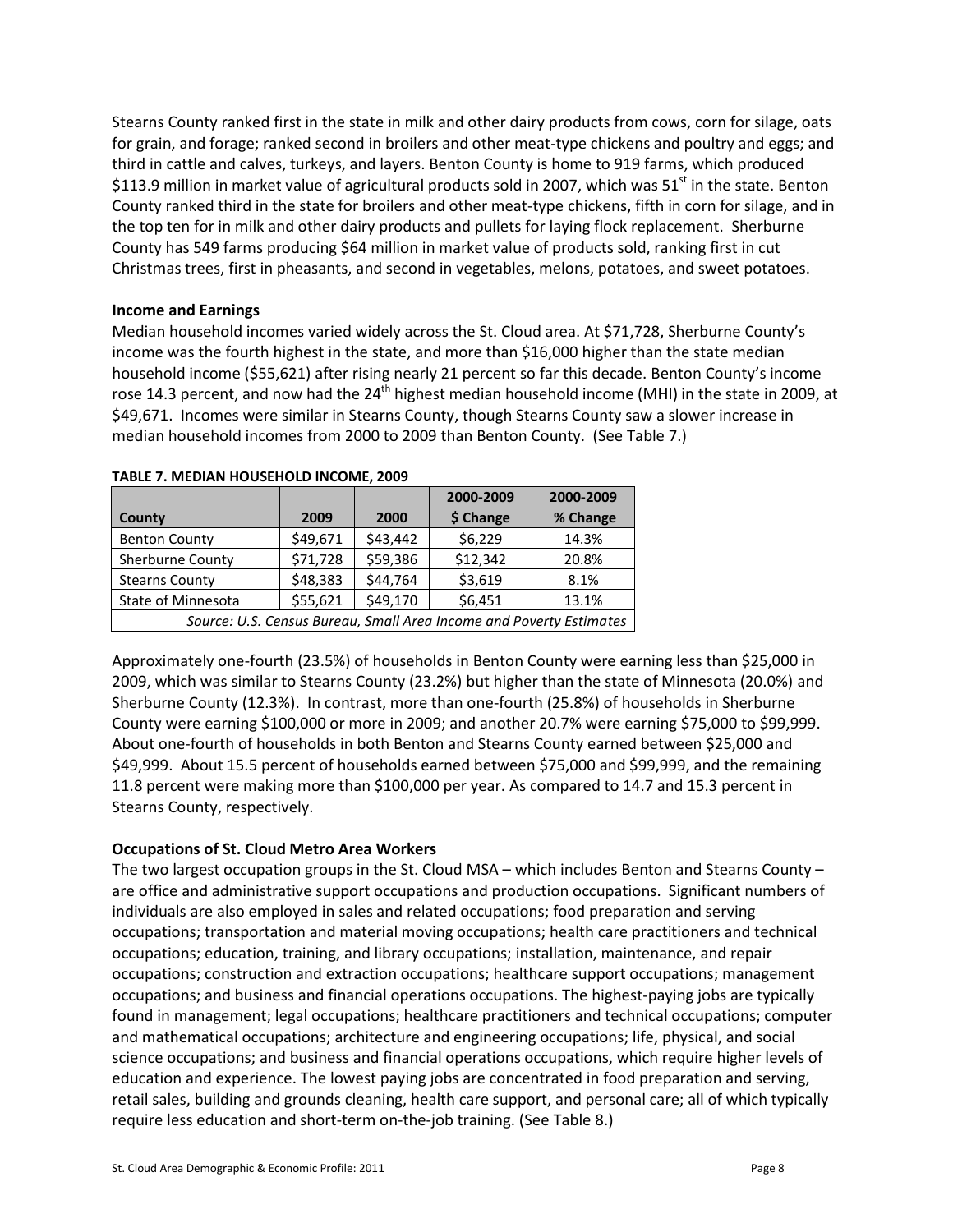Stearns County ranked first in the state in milk and other dairy products from cows, corn for silage, oats for grain, and forage; ranked second in broilers and other meat-type chickens and poultry and eggs; and third in cattle and calves, turkeys, and layers. Benton County is home to 919 farms, which produced $113.9 million in market value of agricultural products sold in 2007, which was 51st in the state. Benton County ranked third in the state for broilers and other meat-type chickens, fifth in corn for silage, and in the top ten for in milk and other dairy products and pullets for laying flock replacement. Sherburne County has 549 farms producing $64 million in market value of products sold, ranking first in cut Christmas trees, first in pheasants, and second in vegetables, melons, potatoes, and sweet potatoes.

### Income and Earnings

Median household incomes varied widely across the St. Cloud area. At $71,728, Sherburne County's income was the fourth highest in the state, and more than $16,000 higher than the state median household income ($55,621) after rising nearly 21 percent so far this decade. Benton County's income rose 14.3 percent, and now had the 24th highest median household income (MHI) in the state in 2009, at $49,671. Incomes were similar in Stearns County, though Stearns County saw a slower increase in median household incomes from 2000 to 2009 than Benton County. (See Table 7.)

**TABLE 7. MEDIAN HOUSEHOLD INCOME, 2009**

| County | 2009 | 2000 | 2000-2009 $ Change | 2000-2009 % Change |
|---|---|---|---|---|
| Benton County | $49,671 | $43,442 | $6,229 | 14.3% |
| Sherburne County | $71,728 | $59,386 | $12,342 | 20.8% |
| Stearns County | $48,383 | $44,764 | $3,619 | 8.1% |
| State of Minnesota | $55,621 | $49,170 | $6,451 | 13.1% |

*Source: U.S. Census Bureau, Small Area Income and Poverty Estimates*

Approximately one-fourth (23.5%) of households in Benton County were earning less than $25,000 in 2009, which was similar to Stearns County (23.2%) but higher than the state of Minnesota (20.0%) and Sherburne County (12.3%). In contrast, more than one-fourth (25.8%) of households in Sherburne County were earning $100,000 or more in 2009; and another 20.7% were earning $75,000 to $99,999. About one-fourth of households in both Benton and Stearns County earned between $25,000 and $49,999. About 15.5 percent of households earned between $75,000 and $99,999, and the remaining 11.8 percent were making more than $100,000 per year. As compared to 14.7 and 15.3 percent in Stearns County, respectively.

### Occupations of St. Cloud Metro Area Workers

The two largest occupation groups in the St. Cloud MSA – which includes Benton and Stearns County – are office and administrative support occupations and production occupations. Significant numbers of individuals are also employed in sales and related occupations; food preparation and serving occupations; transportation and material moving occupations; health care practitioners and technical occupations; education, training, and library occupations; installation, maintenance, and repair occupations; construction and extraction occupations; healthcare support occupations; management occupations; and business and financial operations occupations. The highest-paying jobs are typically found in management; legal occupations; healthcare practitioners and technical occupations; computer and mathematical occupations; architecture and engineering occupations; life, physical, and social science occupations; and business and financial operations occupations, which require higher levels of education and experience. The lowest paying jobs are concentrated in food preparation and serving, retail sales, building and grounds cleaning, health care support, and personal care; all of which typically require less education and short-term on-the-job training. (See Table 8.)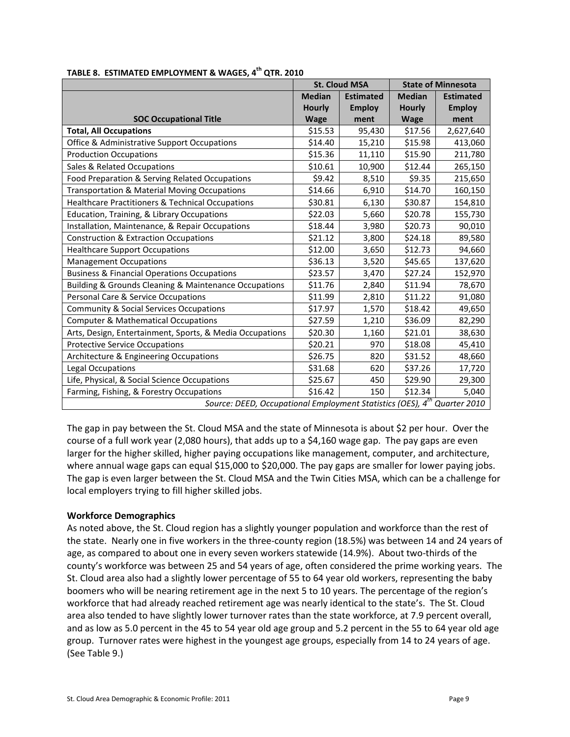**TABLE 8. ESTIMATED EMPLOYMENT & WAGES, 4th QTR. 2010**

| | St. Cloud MSA | | State of Minnesota | |
|---|---|---|---|---|
| SOC Occupational Title | Median Hourly Wage | Estimated Employment | Median Hourly Wage | Estimated Employment |
| **Total, All Occupations** | $15.53 | 95,430 | $17.56 | 2,627,640 |
| Office & Administrative Support Occupations | $14.40 | 15,210 | $15.98 | 413,060 |
| Production Occupations | $15.36 | 11,110 | $15.90 | 211,780 |
| Sales & Related Occupations | $10.61 | 10,900 | $12.44 | 265,150 |
| Food Preparation & Serving Related Occupations | $9.42 | 8,510 | $9.35 | 215,650 |
| Transportation & Material Moving Occupations | $14.66 | 6,910 | $14.70 | 160,150 |
| Healthcare Practitioners & Technical Occupations | $30.81 | 6,130 | $30.87 | 154,810 |
| Education, Training, & Library Occupations | $22.03 | 5,660 | $20.78 | 155,730 |
| Installation, Maintenance, & Repair Occupations | $18.44 | 3,980 | $20.73 | 90,010 |
| Construction & Extraction Occupations | $21.12 | 3,800 | $24.18 | 89,580 |
| Healthcare Support Occupations | $12.00 | 3,650 | $12.73 | 94,660 |
| Management Occupations | $36.13 | 3,520 | $45.65 | 137,620 |
| Business & Financial Operations Occupations | $23.57 | 3,470 | $27.24 | 152,970 |
| Building & Grounds Cleaning & Maintenance Occupations | $11.76 | 2,840 | $11.94 | 78,670 |
| Personal Care & Service Occupations | $11.99 | 2,810 | $11.22 | 91,080 |
| Community & Social Services Occupations | $17.97 | 1,570 | $18.42 | 49,650 |
| Computer & Mathematical Occupations | $27.59 | 1,210 | $36.09 | 82,290 |
| Arts, Design, Entertainment, Sports, & Media Occupations | $20.30 | 1,160 | $21.01 | 38,630 |
| Protective Service Occupations | $20.21 | 970 | $18.08 | 45,410 |
| Architecture & Engineering Occupations | $26.75 | 820 | $31.52 | 48,660 |
| Legal Occupations | $31.68 | 620 | $37.26 | 17,720 |
| Life, Physical, & Social Science Occupations | $25.67 | 450 | $29.90 | 29,300 |
| Farming, Fishing, & Forestry Occupations | $16.42 | 150 | $12.34 | 5,040 |

*Source: DEED, Occupational Employment Statistics (OES), 4th Quarter 2010*

The gap in pay between the St. Cloud MSA and the state of Minnesota is about $2 per hour. Over the course of a full work year (2,080 hours), that adds up to a $4,160 wage gap. The pay gaps are even larger for the higher skilled, higher paying occupations like management, computer, and architecture, where annual wage gaps can equal $15,000 to $20,000. The pay gaps are smaller for lower paying jobs. The gap is even larger between the St. Cloud MSA and the Twin Cities MSA, which can be a challenge for local employers trying to fill higher skilled jobs.

**Workforce Demographics**

As noted above, the St. Cloud region has a slightly younger population and workforce than the rest of the state. Nearly one in five workers in the three-county region (18.5%) was between 14 and 24 years of age, as compared to about one in every seven workers statewide (14.9%). About two-thirds of the county's workforce was between 25 and 54 years of age, often considered the prime working years. The St. Cloud area also had a slightly lower percentage of 55 to 64 year old workers, representing the baby boomers who will be nearing retirement age in the next 5 to 10 years. The percentage of the region's workforce that had already reached retirement age was nearly identical to the state's. The St. Cloud area also tended to have slightly lower turnover rates than the state workforce, at 7.9 percent overall, and as low as 5.0 percent in the 45 to 54 year old age group and 5.2 percent in the 55 to 64 year old age group. Turnover rates were highest in the youngest age groups, especially from 14 to 24 years of age. (See Table 9.)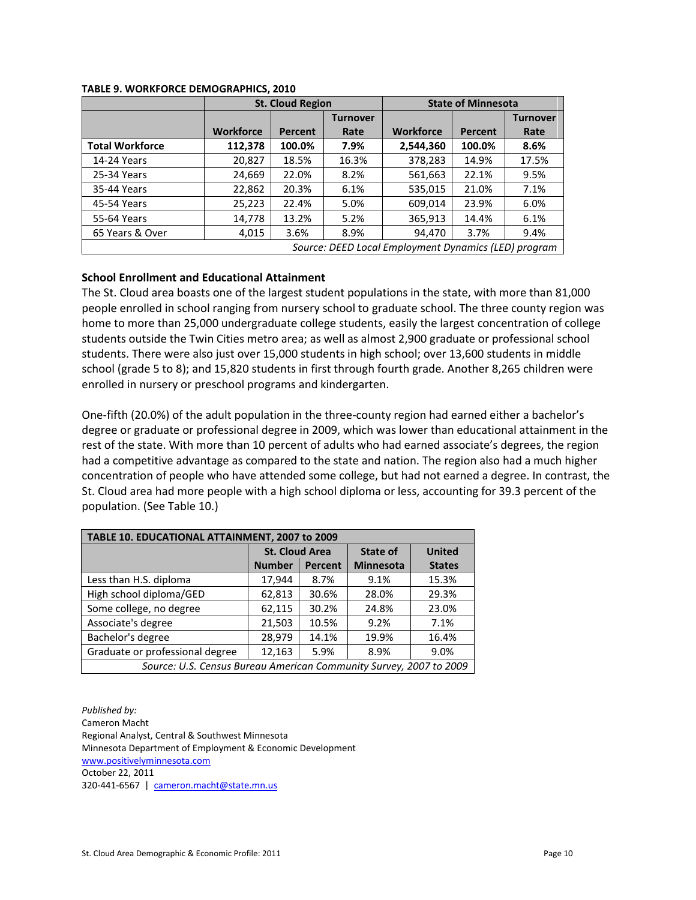**TABLE 9. WORKFORCE DEMOGRAPHICS, 2010**

| | St. Cloud Region | | | State of Minnesota | | |
|---|---|---|---|---|---|---|
| | Workforce | Percent | Turnover Rate | Workforce | Percent | Turnover Rate |
| **Total Workforce** | **112,378** | **100.0%** | **7.9%** | **2,544,360** | **100.0%** | **8.6%** |
| 14-24 Years | 20,827 | 18.5% | 16.3% | 378,283 | 14.9% | 17.5% |
| 25-34 Years | 24,669 | 22.0% | 8.2% | 561,663 | 22.1% | 9.5% |
| 35-44 Years | 22,862 | 20.3% | 6.1% | 535,015 | 21.0% | 7.1% |
| 45-54 Years | 25,223 | 22.4% | 5.0% | 609,014 | 23.9% | 6.0% |
| 55-64 Years | 14,778 | 13.2% | 5.2% | 365,913 | 14.4% | 6.1% |
| 65 Years & Over | 4,015 | 3.6% | 8.9% | 94,470 | 3.7% | 9.4% |

*Source: DEED Local Employment Dynamics (LED) program*

### School Enrollment and Educational Attainment

The St. Cloud area boasts one of the largest student populations in the state, with more than 81,000 people enrolled in school ranging from nursery school to graduate school. The three county region was home to more than 25,000 undergraduate college students, easily the largest concentration of college students outside the Twin Cities metro area; as well as almost 2,900 graduate or professional school students. There were also just over 15,000 students in high school; over 13,600 students in middle school (grade 5 to 8); and 15,820 students in first through fourth grade. Another 8,265 children were enrolled in nursery or preschool programs and kindergarten.

One-fifth (20.0%) of the adult population in the three-county region had earned either a bachelor's degree or graduate or professional degree in 2009, which was lower than educational attainment in the rest of the state. With more than 10 percent of adults who had earned associate's degrees, the region had a competitive advantage as compared to the state and nation. The region also had a much higher concentration of people who have attended some college, but had not earned a degree. In contrast, the St. Cloud area had more people with a high school diploma or less, accounting for 39.3 percent of the population. (See Table 10.)

**TABLE 10. EDUCATIONAL ATTAINMENT, 2007 to 2009**

| | St. Cloud Area | | State of Minnesota | United States |
|---|---|---|---|---|
| | Number | Percent | | |
| Less than H.S. diploma | 17,944 | 8.7% | 9.1% | 15.3% |
| High school diploma/GED | 62,813 | 30.6% | 28.0% | 29.3% |
| Some college, no degree | 62,115 | 30.2% | 24.8% | 23.0% |
| Associate's degree | 21,503 | 10.5% | 9.2% | 7.1% |
| Bachelor's degree | 28,979 | 14.1% | 19.9% | 16.4% |
| Graduate or professional degree | 12,163 | 5.9% | 8.9% | 9.0% |

*Source: U.S. Census Bureau American Community Survey, 2007 to 2009*

*Published by:*
Cameron Macht
Regional Analyst, Central & Southwest Minnesota
Minnesota Department of Employment & Economic Development
www.positivelyminnesota.com
October 22, 2011
320-441-6567 | cameron.macht@state.mn.us